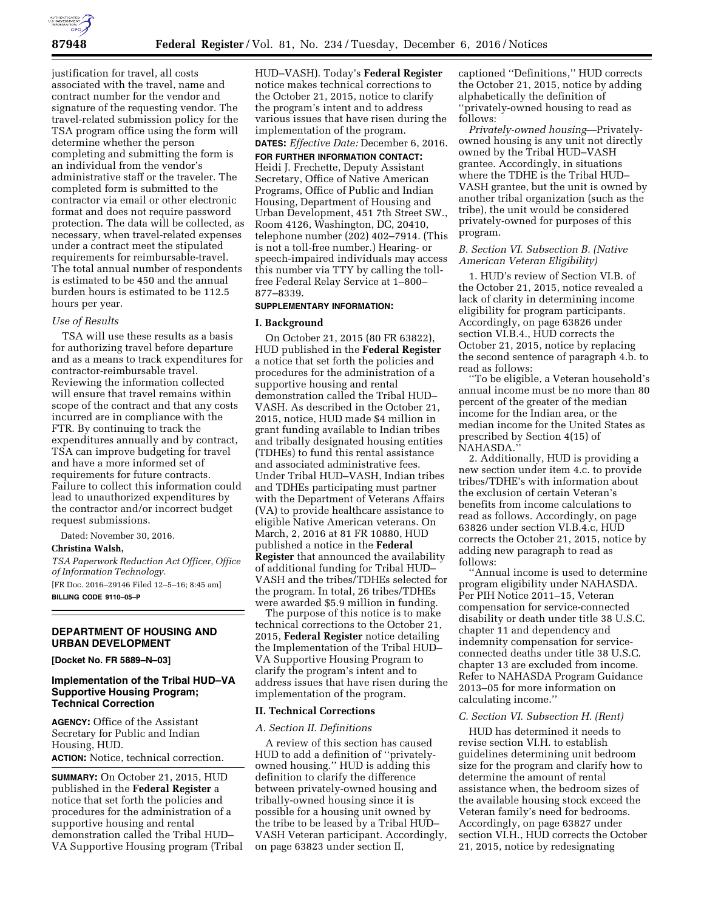justification for travel, all costs associated with the travel, name and contract number for the vendor and signature of the requesting vendor. The travel-related submission policy for the TSA program office using the form will determine whether the person completing and submitting the form is an individual from the vendor's administrative staff or the traveler. The completed form is submitted to the contractor via email or other electronic format and does not require password protection. The data will be collected, as necessary, when travel-related expenses under a contract meet the stipulated requirements for reimbursable-travel. The total annual number of respondents is estimated to be 450 and the annual burden hours is estimated to be 112.5 hours per year.

*Use of Results*

TSA will use these results as a basis for authorizing travel before departure and as a means to track expenditures for contractor-reimbursable travel. Reviewing the information collected will ensure that travel remains within scope of the contract and that any costs incurred are in compliance with the FTR. By continuing to track the expenditures annually and by contract, TSA can improve budgeting for travel and have a more informed set of requirements for future contracts. Failure to collect this information could lead to unauthorized expenditures by the contractor and/or incorrect budget request submissions.

Dated: November 30, 2016.

**Christina Walsh,**

*TSA Paperwork Reduction Act Officer, Office of Information Technology.*

[FR Doc. 2016–29146 Filed 12–5–16; 8:45 am]

**BILLING CODE 9110–05–P**

---

## DEPARTMENT OF HOUSING AND URBAN DEVELOPMENT

**[Docket No. FR 5889–N–03]**

## Implementation of the Tribal HUD–VA Supportive Housing Program; Technical Correction

**AGENCY:** Office of the Assistant Secretary for Public and Indian Housing, HUD.

**ACTION:** Notice, technical correction.

**SUMMARY:** On October 21, 2015, HUD published in the **Federal Register** a notice that set forth the policies and procedures for the administration of a supportive housing and rental demonstration called the Tribal HUD–VA Supportive Housing program (Tribal HUD–VASH). Today's **Federal Register** notice makes technical corrections to the October 21, 2015, notice to clarify the program's intent and to address various issues that have risen during the implementation of the program.

**DATES:** *Effective Date:* December 6, 2016.

**FOR FURTHER INFORMATION CONTACT:** Heidi J. Frechette, Deputy Assistant Secretary, Office of Native American Programs, Office of Public and Indian Housing, Department of Housing and Urban Development, 451 7th Street SW., Room 4126, Washington, DC, 20410, telephone number (202) 402–7914. (This is not a toll-free number.) Hearing- or speech-impaired individuals may access this number via TTY by calling the toll-free Federal Relay Service at 1–800–877–8339.

**SUPPLEMENTARY INFORMATION:**

### I. Background

On October 21, 2015 (80 FR 63822), HUD published in the **Federal Register** a notice that set forth the policies and procedures for the administration of a supportive housing and rental demonstration called the Tribal HUD–VASH. As described in the October 21, 2015, notice, HUD made $4 million in grant funding available to Indian tribes and tribally designated housing entities (TDHEs) to fund this rental assistance and associated administrative fees. Under Tribal HUD–VASH, Indian tribes and TDHEs participating must partner with the Department of Veterans Affairs (VA) to provide healthcare assistance to eligible Native American veterans. On March, 2, 2016 at 81 FR 10880, HUD published a notice in the **Federal Register** that announced the availability of additional funding for Tribal HUD–VASH and the tribes/TDHEs selected for the program. In total, 26 tribes/TDHEs were awarded $5.9 million in funding.

The purpose of this notice is to make technical corrections to the October 21, 2015, **Federal Register** notice detailing the Implementation of the Tribal HUD–VA Supportive Housing Program to clarify the program's intent and to address issues that have risen during the implementation of the program.

### II. Technical Corrections

*A. Section II. Definitions*

A review of this section has caused HUD to add a definition of ''privately-owned housing.'' HUD is adding this definition to clarify the difference between privately-owned housing and tribally-owned housing since it is possible for a housing unit owned by the tribe to be leased by a Tribal HUD–VASH Veteran participant. Accordingly, on page 63823 under section II, captioned ''Definitions,'' HUD corrects the October 21, 2015, notice by adding alphabetically the definition of ''privately-owned housing to read as follows:

*Privately-owned housing*—Privately-owned housing is any unit not directly owned by the Tribal HUD–VASH grantee. Accordingly, in situations where the TDHE is the Tribal HUD–VASH grantee, but the unit is owned by another tribal organization (such as the tribe), the unit would be considered privately-owned for purposes of this program.

*B. Section VI. Subsection B. (Native American Veteran Eligibility)*

1. HUD's review of Section VI.B. of the October 21, 2015, notice revealed a lack of clarity in determining income eligibility for program participants. Accordingly, on page 63826 under section VI.B.4., HUD corrects the October 21, 2015, notice by replacing the second sentence of paragraph 4.b. to read as follows:

''To be eligible, a Veteran household's annual income must be no more than 80 percent of the greater of the median income for the Indian area, or the median income for the United States as prescribed by Section 4(15) of NAHASDA.''

2. Additionally, HUD is providing a new section under item 4.c. to provide tribes/TDHE's with information about the exclusion of certain Veteran's benefits from income calculations to read as follows. Accordingly, on page 63826 under section VI.B.4.c, HUD corrects the October 21, 2015, notice by adding new paragraph to read as follows:

''Annual income is used to determine program eligibility under NAHASDA. Per PIH Notice 2011–15, Veteran compensation for service-connected disability or death under title 38 U.S.C. chapter 11 and dependency and indemnity compensation for service-connected deaths under title 38 U.S.C. chapter 13 are excluded from income. Refer to NAHASDA Program Guidance 2013–05 for more information on calculating income.''

*C. Section VI. Subsection H. (Rent)*

HUD has determined it needs to revise section VI.H. to establish guidelines determining unit bedroom size for the program and clarify how to determine the amount of rental assistance when, the bedroom sizes of the available housing stock exceed the Veteran family's need for bedrooms. Accordingly, on page 63827 under section VI.H., HUD corrects the October 21, 2015, notice by redesignating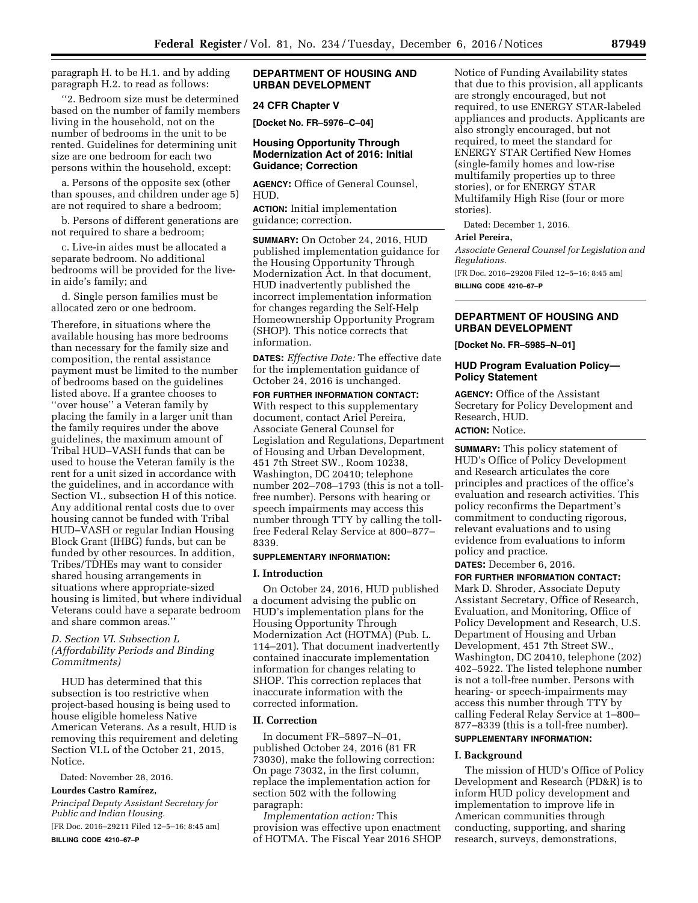paragraph H. to be H.1. and by adding paragraph H.2. to read as follows:

''2. Bedroom size must be determined based on the number of family members living in the household, not on the number of bedrooms in the unit to be rented. Guidelines for determining unit size are one bedroom for each two persons within the household, except:

a. Persons of the opposite sex (other than spouses, and children under age 5) are not required to share a bedroom;

b. Persons of different generations are not required to share a bedroom;

c. Live-in aides must be allocated a separate bedroom. No additional bedrooms will be provided for the live-in aide's family; and

d. Single person families must be allocated zero or one bedroom.

Therefore, in situations where the available housing has more bedrooms than necessary for the family size and composition, the rental assistance payment must be limited to the number of bedrooms based on the guidelines listed above. If a grantee chooses to ''over house'' a Veteran family by placing the family in a larger unit than the family requires under the above guidelines, the maximum amount of Tribal HUD–VASH funds that can be used to house the Veteran family is the rent for a unit sized in accordance with the guidelines, and in accordance with Section VI., subsection H of this notice. Any additional rental costs due to over housing cannot be funded with Tribal HUD–VASH or regular Indian Housing Block Grant (IHBG) funds, but can be funded by other resources. In addition, Tribes/TDHEs may want to consider shared housing arrangements in situations where appropriate-sized housing is limited, but where individual Veterans could have a separate bedroom and share common areas.''

*D. Section VI. Subsection L (Affordability Periods and Binding Commitments)*

HUD has determined that this subsection is too restrictive when project-based housing is being used to house eligible homeless Native American Veterans. As a result, HUD is removing this requirement and deleting Section VI.L of the October 21, 2015, Notice.

Dated: November 28, 2016.

**Lourdes Castro Ramírez,**

*Principal Deputy Assistant Secretary for Public and Indian Housing.*

[FR Doc. 2016–29211 Filed 12–5–16; 8:45 am]

**BILLING CODE 4210–67–P**

---

## DEPARTMENT OF HOUSING AND URBAN DEVELOPMENT

### 24 CFR Chapter V

**[Docket No. FR–5976–C–04]**

### Housing Opportunity Through Modernization Act of 2016: Initial Guidance; Correction

**AGENCY:** Office of General Counsel, HUD.

**ACTION:** Initial implementation guidance; correction.

**SUMMARY:** On October 24, 2016, HUD published implementation guidance for the Housing Opportunity Through Modernization Act. In that document, HUD inadvertently published the incorrect implementation information for changes regarding the Self-Help Homeownership Opportunity Program (SHOP). This notice corrects that information.

**DATES:** *Effective Date:* The effective date for the implementation guidance of October 24, 2016 is unchanged.

**FOR FURTHER INFORMATION CONTACT:** With respect to this supplementary document, contact Ariel Pereira, Associate General Counsel for Legislation and Regulations, Department of Housing and Urban Development, 451 7th Street SW., Room 10238, Washington, DC 20410; telephone number 202–708–1793 (this is not a toll-free number). Persons with hearing or speech impairments may access this number through TTY by calling the toll-free Federal Relay Service at 800–877–8339.

**SUPPLEMENTARY INFORMATION:**

**I. Introduction**

On October 24, 2016, HUD published a document advising the public on HUD's implementation plans for the Housing Opportunity Through Modernization Act (HOTMA) (Pub. L. 114–201). That document inadvertently contained inaccurate implementation information for changes relating to SHOP. This correction replaces that inaccurate information with the corrected information.

**II. Correction**

In document FR–5897–N–01, published October 24, 2016 (81 FR 73030), make the following correction: On page 73032, in the first column, replace the implementation action for section 502 with the following paragraph:

*Implementation action:* This provision was effective upon enactment of HOTMA. The Fiscal Year 2016 SHOP Notice of Funding Availability states that due to this provision, all applicants are strongly encouraged, but not required, to use ENERGY STAR-labeled appliances and products. Applicants are also strongly encouraged, but not required, to meet the standard for ENERGY STAR Certified New Homes (single-family homes and low-rise multifamily properties up to three stories), or for ENERGY STAR Multifamily High Rise (four or more stories).

Dated: December 1, 2016.

**Ariel Pereira,**

*Associate General Counsel for Legislation and Regulations.*

[FR Doc. 2016–29208 Filed 12–5–16; 8:45 am]

**BILLING CODE 4210–67–P**

---

## DEPARTMENT OF HOUSING AND URBAN DEVELOPMENT

**[Docket No. FR–5985–N–01]**

### HUD Program Evaluation Policy—Policy Statement

**AGENCY:** Office of the Assistant Secretary for Policy Development and Research, HUD.

**ACTION:** Notice.

**SUMMARY:** This policy statement of HUD's Office of Policy Development and Research articulates the core principles and practices of the office's evaluation and research activities. This policy reconfirms the Department's commitment to conducting rigorous, relevant evaluations and to using evidence from evaluations to inform policy and practice.

**DATES:** December 6, 2016.

**FOR FURTHER INFORMATION CONTACT:** Mark D. Shroder, Associate Deputy Assistant Secretary, Office of Research, Evaluation, and Monitoring, Office of Policy Development and Research, U.S. Department of Housing and Urban Development, 451 7th Street SW., Washington, DC 20410, telephone (202) 402–5922. The listed telephone number is not a toll-free number. Persons with hearing- or speech-impairments may access this number through TTY by calling Federal Relay Service at 1–800–877–8339 (this is a toll-free number).

**SUPPLEMENTARY INFORMATION:**

**I. Background**

The mission of HUD's Office of Policy Development and Research (PD&R) is to inform HUD policy development and implementation to improve life in American communities through conducting, supporting, and sharing research, surveys, demonstrations,